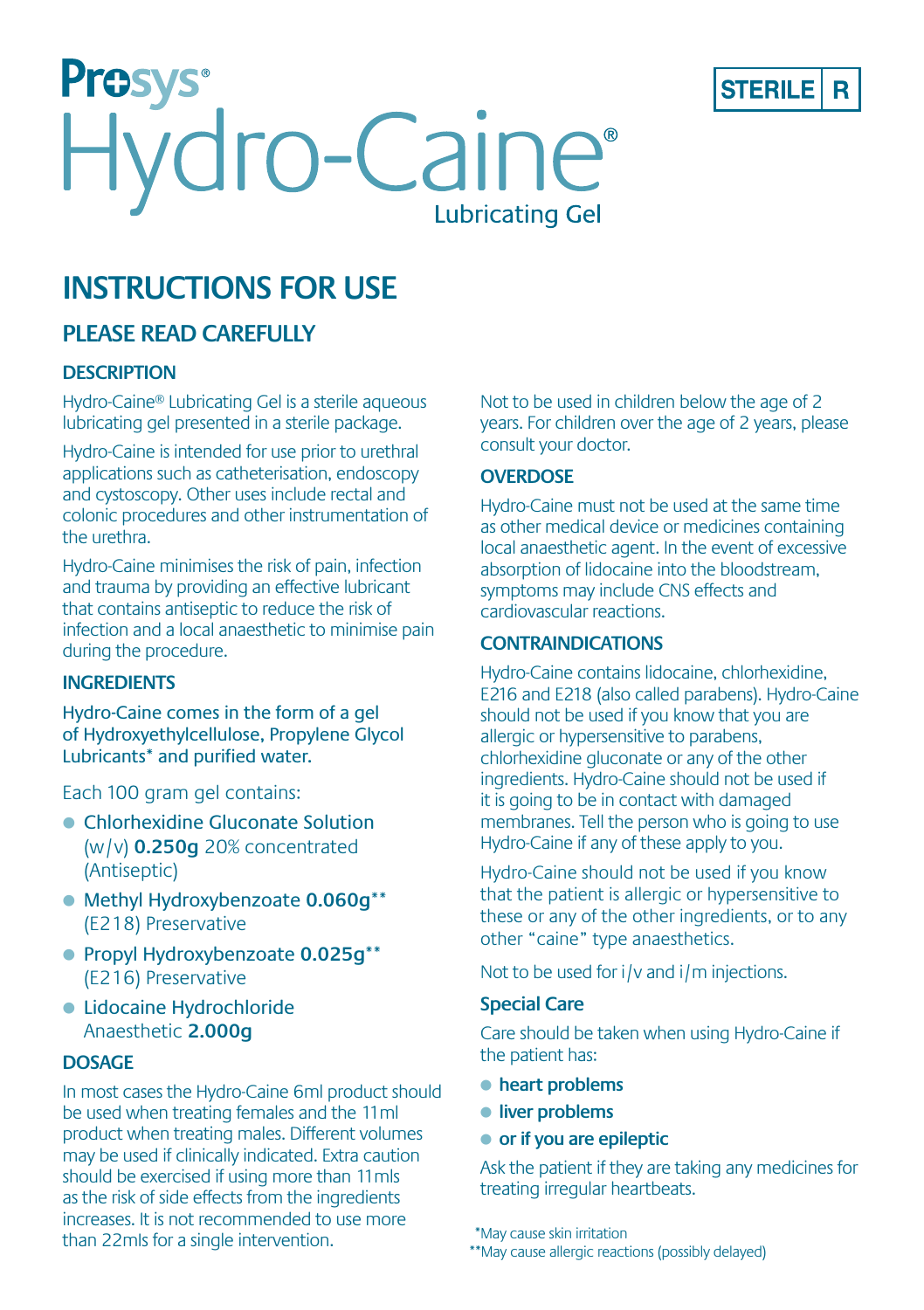Prosys®

# Hydro-Caine®

Lubricating Gel

STERILE | R

## INSTRUCTIONS FOR USE

### PLEASE READ CAREFULLY

#### DESCRIPTION

Hydro-Caine® Lubricating Gel is a sterile aqueous lubricating gel presented in a sterile package.

Hydro-Caine is intended for use prior to urethral applications such as catheterisation, endoscopy and cystoscopy. Other uses include rectal and colonic procedures and other instrumentation of the urethra.

Hydro-Caine minimises the risk of pain, infection and trauma by providing an effective lubricant that contains antiseptic to reduce the risk of infection and a local anaesthetic to minimise pain during the procedure.

#### INGREDIENTS

Hydro-Caine comes in the form of a gel of Hydroxyethylcellulose, Propylene Glycol Lubricants* and purified water.

Each 100 gram gel contains:

- Chlorhexidine Gluconate Solution (w/v) **0.250g** 20% concentrated (Antiseptic)
- Methyl Hydroxybenzoate **0.060g**** (E218) Preservative
- Propyl Hydroxybenzoate **0.025g**** (E216) Preservative
- Lidocaine Hydrochloride Anaesthetic **2.000g**

#### DOSAGE

In most cases the Hydro-Caine 6ml product should be used when treating females and the 11ml product when treating males. Different volumes may be used if clinically indicated. Extra caution should be exercised if using more than 11mls as the risk of side effects from the ingredients increases. It is not recommended to use more than 22mls for a single intervention.

Not to be used in children below the age of 2 years. For children over the age of 2 years, please consult your doctor.

#### OVERDOSE

Hydro-Caine must not be used at the same time as other medical device or medicines containing local anaesthetic agent. In the event of excessive absorption of lidocaine into the bloodstream, symptoms may include CNS effects and cardiovascular reactions.

#### CONTRAINDICATIONS

Hydro-Caine contains lidocaine, chlorhexidine, E216 and E218 (also called parabens). Hydro-Caine should not be used if you know that you are allergic or hypersensitive to parabens, chlorhexidine gluconate or any of the other ingredients. Hydro-Caine should not be used if it is going to be in contact with damaged membranes. Tell the person who is going to use Hydro-Caine if any of these apply to you.

Hydro-Caine should not be used if you know that the patient is allergic or hypersensitive to these or any of the other ingredients, or to any other "caine" type anaesthetics.

Not to be used for i/v and i/m injections.

#### Special Care

Care should be taken when using Hydro-Caine if the patient has:

- **heart problems**
- **liver problems**
- **or if you are epileptic**

Ask the patient if they are taking any medicines for treating irregular heartbeats.

*May cause skin irritation
**May cause allergic reactions (possibly delayed)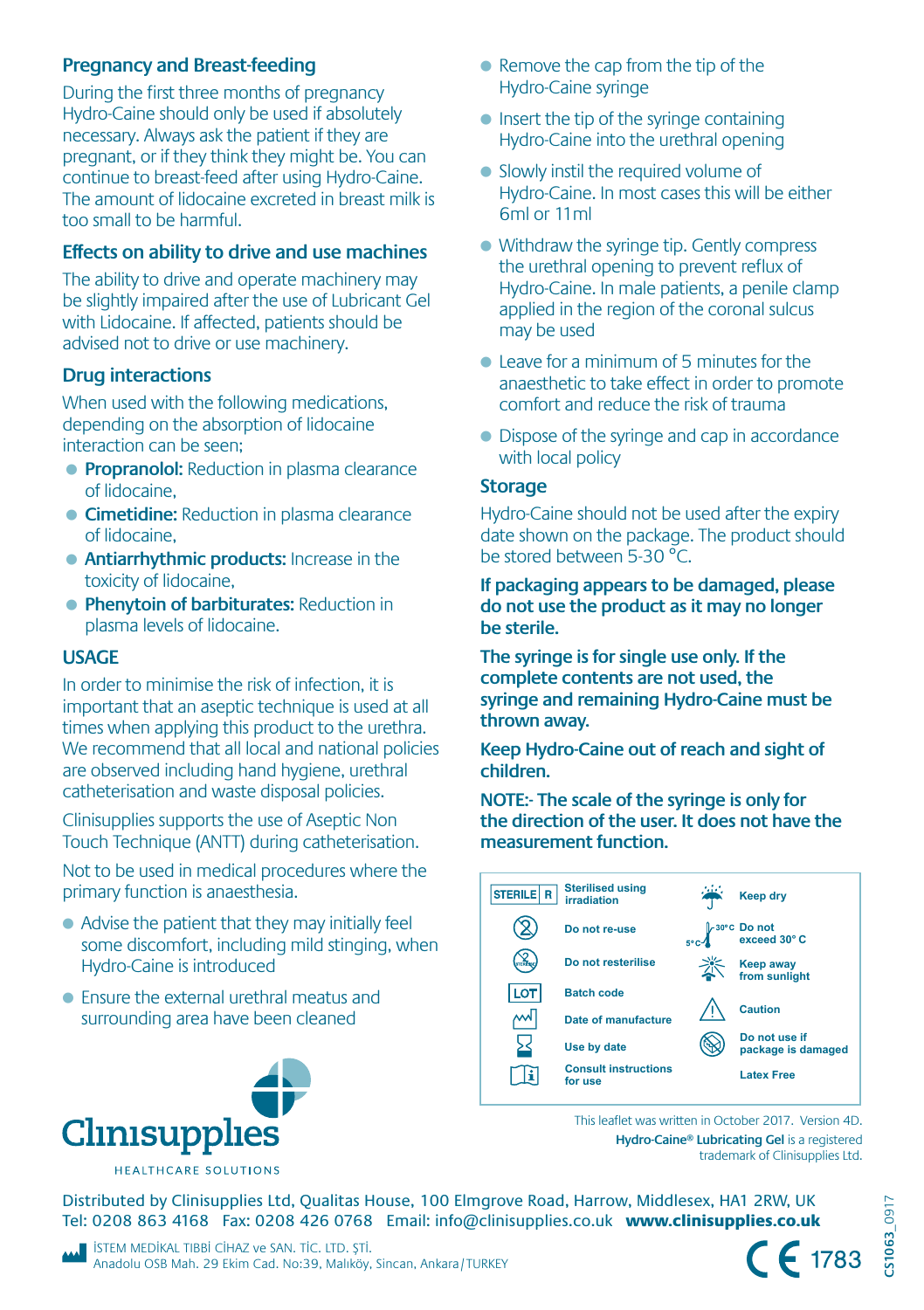## Pregnancy and Breast-feeding

During the first three months of pregnancy Hydro-Caine should only be used if absolutely necessary. Always ask the patient if they are pregnant, or if they think they might be. You can continue to breast-feed after using Hydro-Caine. The amount of lidocaine excreted in breast milk is too small to be harmful.

## Effects on ability to drive and use machines

The ability to drive and operate machinery may be slightly impaired after the use of Lubricant Gel with Lidocaine. If affected, patients should be advised not to drive or use machinery.

## Drug interactions

When used with the following medications, depending on the absorption of lidocaine interaction can be seen;

- **Propranolol:** Reduction in plasma clearance of lidocaine,
- **Cimetidine:** Reduction in plasma clearance of lidocaine,
- **Antiarrhythmic products:** Increase in the toxicity of lidocaine,
- **Phenytoin of barbiturates:** Reduction in plasma levels of lidocaine.

## USAGE

In order to minimise the risk of infection, it is important that an aseptic technique is used at all times when applying this product to the urethra. We recommend that all local and national policies are observed including hand hygiene, urethral catheterisation and waste disposal policies.

Clinisupplies supports the use of Aseptic Non Touch Technique (ANTT) during catheterisation.

Not to be used in medical procedures where the primary function is anaesthesia.

- Advise the patient that they may initially feel some discomfort, including mild stinging, when Hydro-Caine is introduced
- Ensure the external urethral meatus and surrounding area have been cleaned
- Remove the cap from the tip of the Hydro-Caine syringe
- Insert the tip of the syringe containing Hydro-Caine into the urethral opening
- Slowly instil the required volume of Hydro-Caine. In most cases this will be either 6ml or 11ml
- Withdraw the syringe tip. Gently compress the urethral opening to prevent reflux of Hydro-Caine. In male patients, a penile clamp applied in the region of the coronal sulcus may be used
- Leave for a minimum of 5 minutes for the anaesthetic to take effect in order to promote comfort and reduce the risk of trauma
- Dispose of the syringe and cap in accordance with local policy

## Storage

Hydro-Caine should not be used after the expiry date shown on the package. The product should be stored between 5-30 °C.

**If packaging appears to be damaged, please do not use the product as it may no longer be sterile.**

**The syringe is for single use only. If the complete contents are not used, the syringe and remaining Hydro-Caine must be thrown away.**

**Keep Hydro-Caine out of reach and sight of children.**

**NOTE:- The scale of the syringe is only for the direction of the user. It does not have the measurement function.**

| | | | |
|---|---|---|---|
| STERILE R | Sterilised using irradiation | | Keep dry |
| | Do not re-use | 5°C – 30°C | Do not exceed 30° C |
| | Do not resterilise | | Keep away from sunlight |
| LOT | Batch code | | Caution |
| | Date of manufacture | | Do not use if package is damaged |
| | Use by date | | Latex Free |
| | Consult instructions for use | | |

This leaflet was written in October 2017. Version 4D.

**Hydro-Caine® Lubricating Gel** is a registered trademark of Clinisupplies Ltd.

Clinisupplies
HEALTHCARE SOLUTIONS

Distributed by Clinisupplies Ltd, Qualitas House, 100 Elmgrove Road, Harrow, Middlesex, HA1 2RW, UK
Tel: 0208 863 4168 Fax: 0208 426 0768 Email: info@clinisupplies.co.uk **www.clinisupplies.co.uk**

İSTEM MEDİKAL TIBBİ CİHAZ ve SAN. TİC. LTD. ŞTİ.
Anadolu OSB Mah. 29 Ekim Cad. No:39, Malıköy, Sincan, Ankara / TURKEY

CE 1783

CS1063_0917